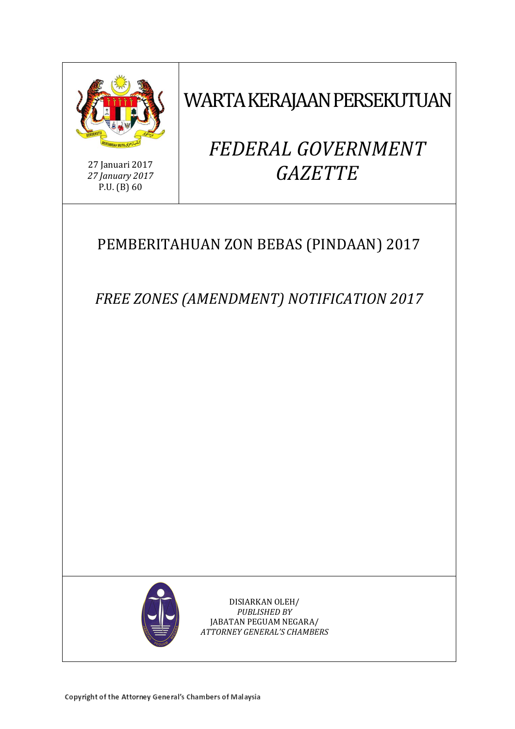27 Januari 2017
*27 January 2017*
P.U. (B) 60

# WARTA KERAJAAN PERSEKUTUAN

# *FEDERAL GOVERNMENT GAZETTE*

## PEMBERITAHUAN ZON BEBAS (PINDAAN) 2017

## *FREE ZONES (AMENDMENT) NOTIFICATION 2017*

DISIARKAN OLEH/
*PUBLISHED BY*
JABATAN PEGUAM NEGARA/
*ATTORNEY GENERAL'S CHAMBERS*

Copyright of the Attorney General's Chambers of Malaysia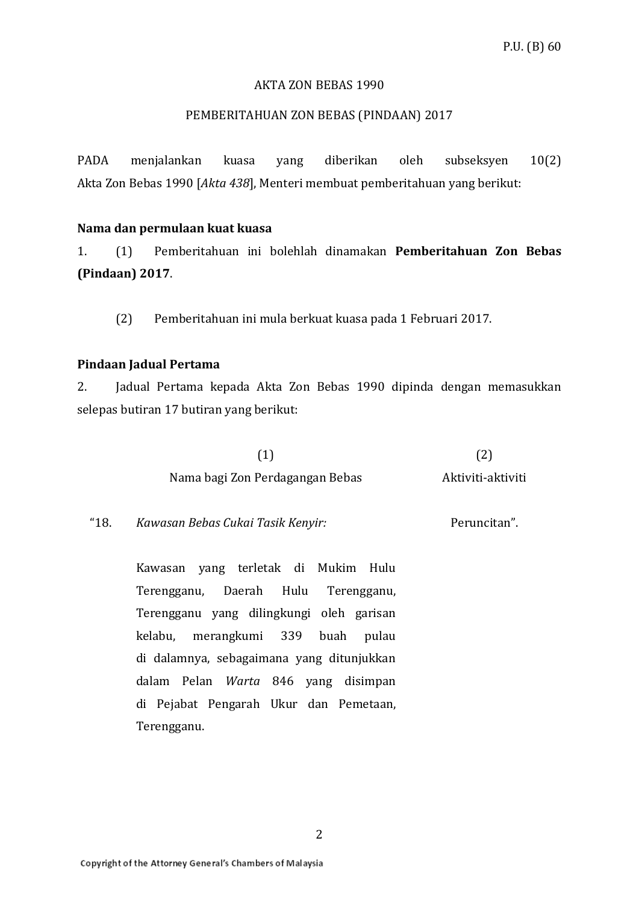P.U. (B) 60

AKTA ZON BEBAS 1990

PEMBERITAHUAN ZON BEBAS (PINDAAN) 2017

PADA menjalankan kuasa yang diberikan oleh subseksyen 10(2) Akta Zon Bebas 1990 [*Akta 438*], Menteri membuat pemberitahuan yang berikut:

**Nama dan permulaan kuat kuasa**

1. (1) Pemberitahuan ini bolehlah dinamakan **Pemberitahuan Zon Bebas (Pindaan) 2017**.

(2) Pemberitahuan ini mula berkuat kuasa pada 1 Februari 2017.

**Pindaan Jadual Pertama**

2. Jadual Pertama kepada Akta Zon Bebas 1990 dipinda dengan memasukkan selepas butiran 17 butiran yang berikut:

| | (1) | (2) |
|---|---|---|
| | Nama bagi Zon Perdagangan Bebas | Aktiviti-aktiviti |
| "18. | *Kawasan Bebas Cukai Tasik Kenyir:*<br><br>Kawasan yang terletak di Mukim Hulu Terengganu, Daerah Hulu Terengganu, Terengganu yang dilingkungi oleh garisan kelabu, merangkumi 339 buah pulau di dalamnya, sebagaimana yang ditunjukkan dalam Pelan *Warta* 846 yang disimpan di Pejabat Pengarah Ukur dan Pemetaan, Terengganu. | Peruncitan". |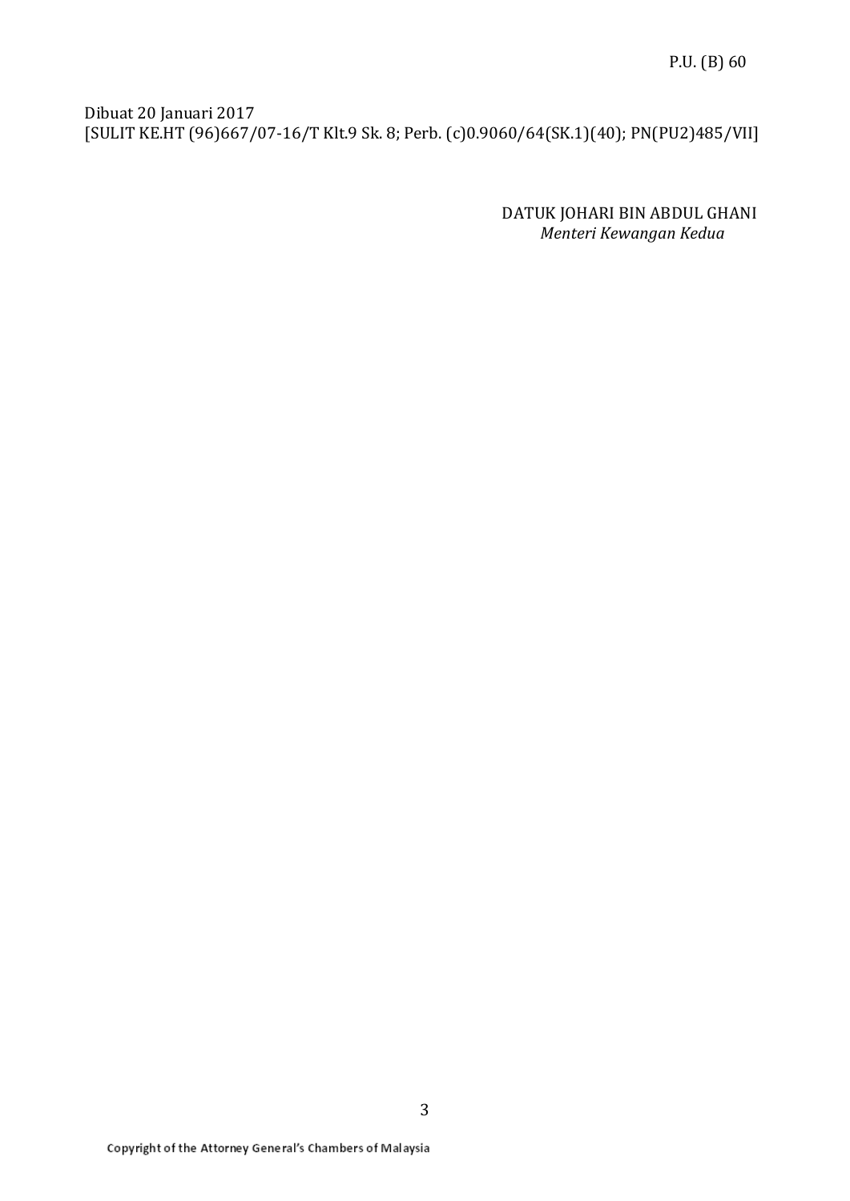Dibuat 20 Januari 2017
[SULIT KE.HT (96)667/07-16/T Klt.9 Sk. 8; Perb. (c)0.9060/64(SK.1)(40); PN(PU2)485/VII]

DATUK JOHARI BIN ABDUL GHANI
*Menteri Kewangan Kedua*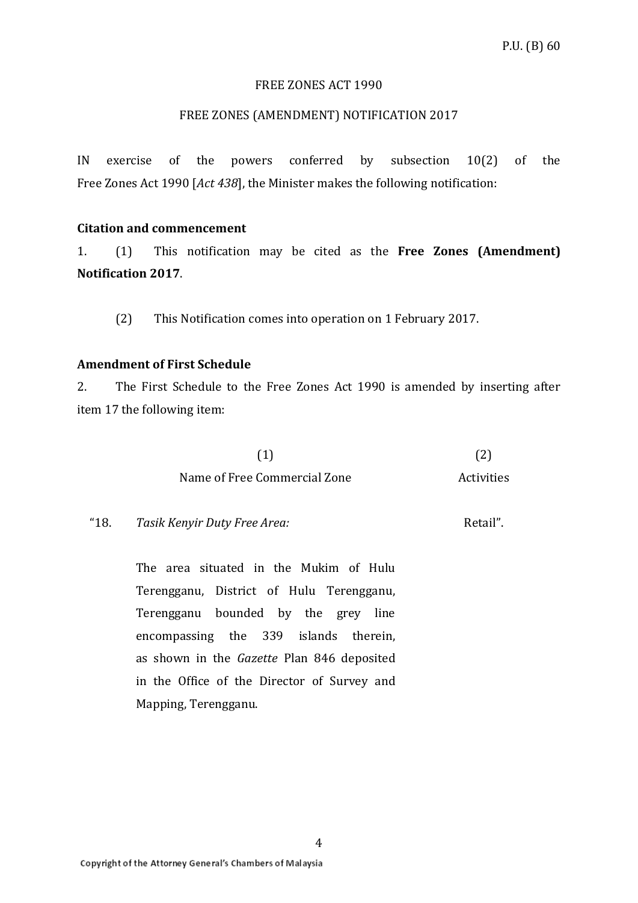P.U. (B) 60

FREE ZONES ACT 1990

FREE ZONES (AMENDMENT) NOTIFICATION 2017

IN exercise of the powers conferred by subsection 10(2) of the Free Zones Act 1990 [*Act 438*], the Minister makes the following notification:

**Citation and commencement**

1. (1) This notification may be cited as the **Free Zones (Amendment) Notification 2017**.

(2) This Notification comes into operation on 1 February 2017.

**Amendment of First Schedule**

2. The First Schedule to the Free Zones Act 1990 is amended by inserting after item 17 the following item:

| | (1)<br>Name of Free Commercial Zone | (2)<br>Activities |
|---|---|---|
| "18. | *Tasik Kenyir Duty Free Area:*<br><br>The area situated in the Mukim of Hulu Terengganu, District of Hulu Terengganu, Terengganu bounded by the grey line encompassing the 339 islands therein, as shown in the *Gazette* Plan 846 deposited in the Office of the Director of Survey and Mapping, Terengganu. | Retail". |

Copyright of the Attorney General's Chambers of Malaysia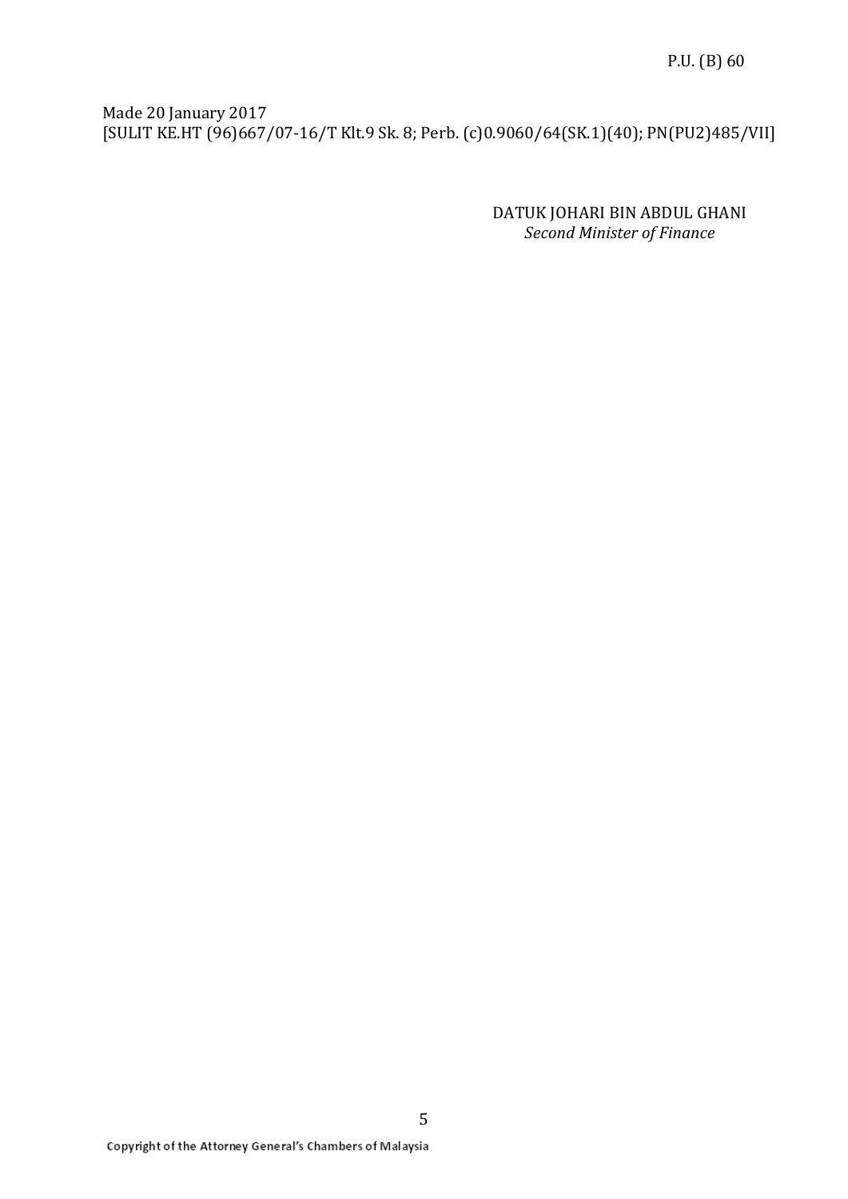Made 20 January 2017
[SULIT KE.HT (96)667/07-16/T Klt.9 Sk. 8; Perb. (c)0.9060/64(SK.1)(40); PN(PU2)485/VII]

DATUK JOHARI BIN ABDUL GHANI
*Second Minister of Finance*